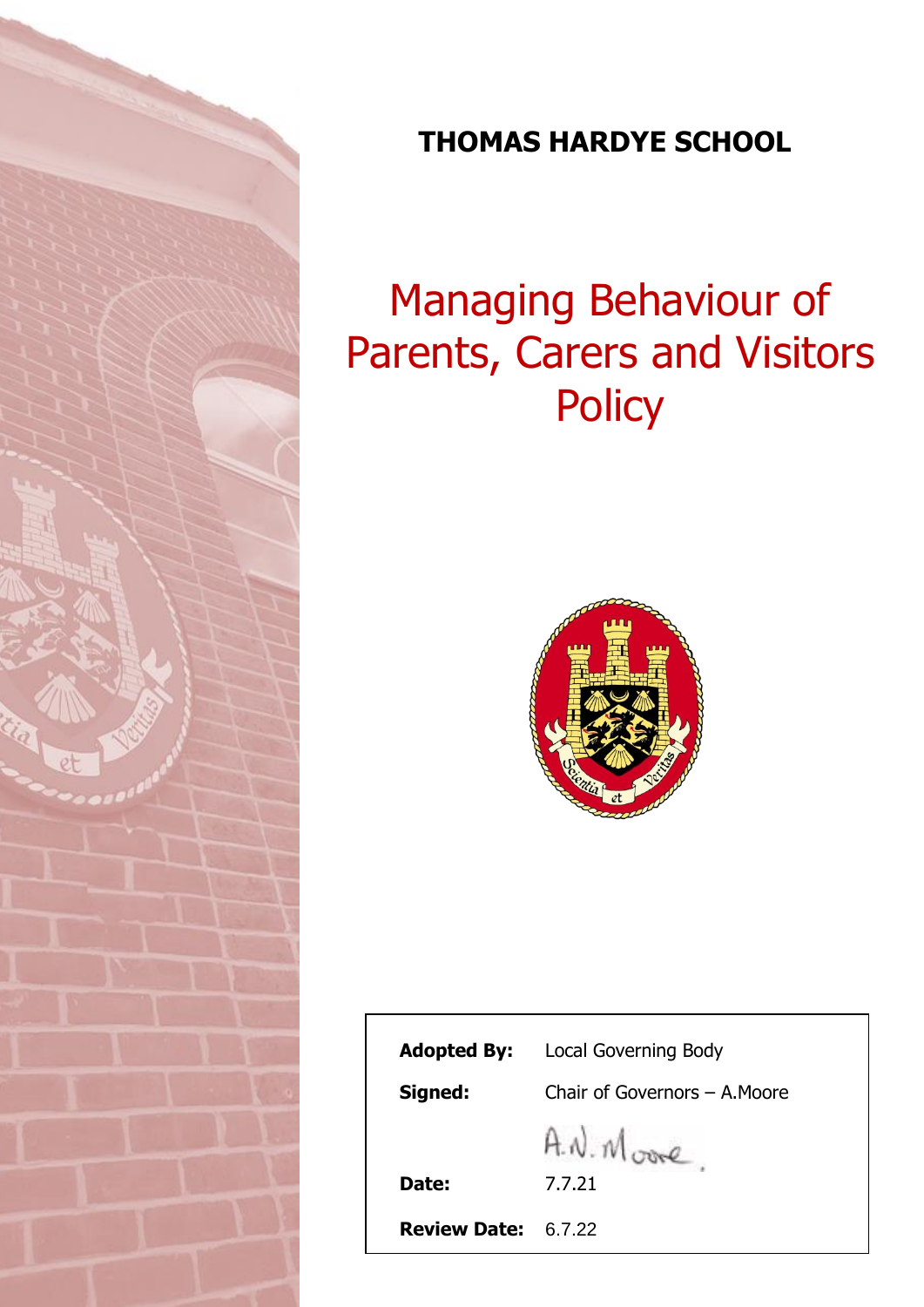# THOMAS HARDYE SCHOOL

# Managing Behaviour of Parents, Carers and Visitors Policy

| | |
|---|---|
| **Adopted By:** | Local Governing Body |
| **Signed:** | Chair of Governors – A.Moore |
| | A.N. Moore. |
| **Date:** | 7.7.21 |
| **Review Date:** | 6.7.22 |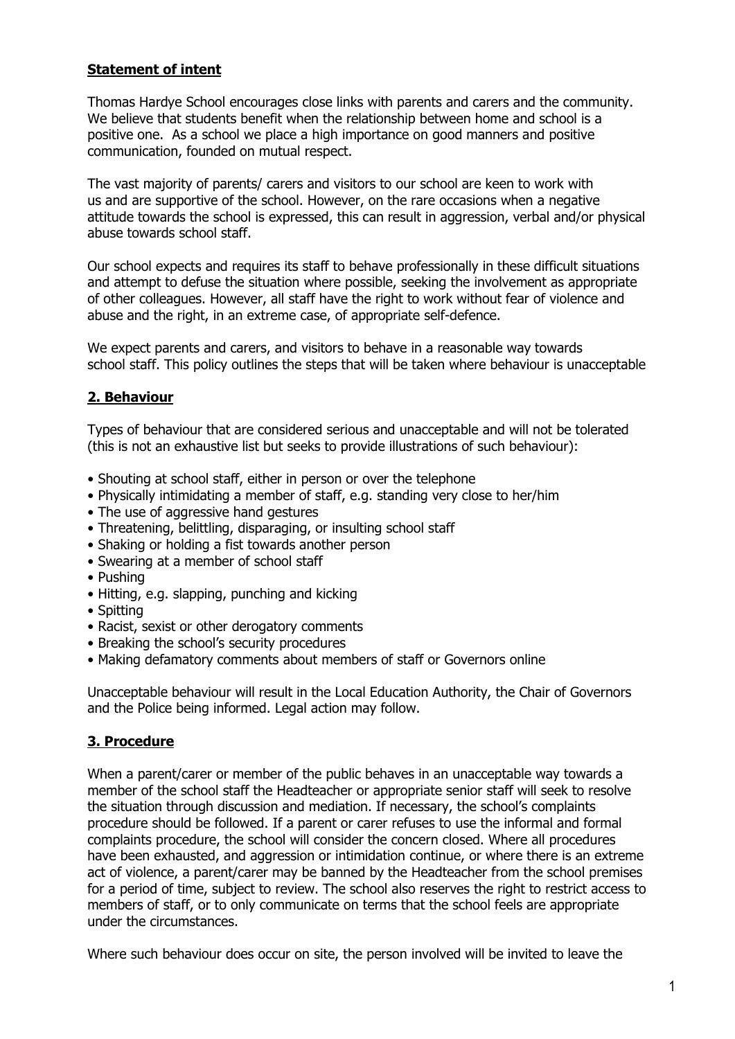## **Statement of intent**

Thomas Hardye School encourages close links with parents and carers and the community. We believe that students benefit when the relationship between home and school is a positive one. As a school we place a high importance on good manners and positive communication, founded on mutual respect.

The vast majority of parents/ carers and visitors to our school are keen to work with us and are supportive of the school. However, on the rare occasions when a negative attitude towards the school is expressed, this can result in aggression, verbal and/or physical abuse towards school staff.

Our school expects and requires its staff to behave professionally in these difficult situations and attempt to defuse the situation where possible, seeking the involvement as appropriate of other colleagues. However, all staff have the right to work without fear of violence and abuse and the right, in an extreme case, of appropriate self-defence.

We expect parents and carers, and visitors to behave in a reasonable way towards school staff. This policy outlines the steps that will be taken where behaviour is unacceptable

## **2. Behaviour**

Types of behaviour that are considered serious and unacceptable and will not be tolerated (this is not an exhaustive list but seeks to provide illustrations of such behaviour):

- Shouting at school staff, either in person or over the telephone
- Physically intimidating a member of staff, e.g. standing very close to her/him
- The use of aggressive hand gestures
- Threatening, belittling, disparaging, or insulting school staff
- Shaking or holding a fist towards another person
- Swearing at a member of school staff
- Pushing
- Hitting, e.g. slapping, punching and kicking
- Spitting
- Racist, sexist or other derogatory comments
- Breaking the school's security procedures
- Making defamatory comments about members of staff or Governors online

Unacceptable behaviour will result in the Local Education Authority, the Chair of Governors and the Police being informed. Legal action may follow.

## **3. Procedure**

When a parent/carer or member of the public behaves in an unacceptable way towards a member of the school staff the Headteacher or appropriate senior staff will seek to resolve the situation through discussion and mediation. If necessary, the school's complaints procedure should be followed. If a parent or carer refuses to use the informal and formal complaints procedure, the school will consider the concern closed. Where all procedures have been exhausted, and aggression or intimidation continue, or where there is an extreme act of violence, a parent/carer may be banned by the Headteacher from the school premises for a period of time, subject to review. The school also reserves the right to restrict access to members of staff, or to only communicate on terms that the school feels are appropriate under the circumstances.

Where such behaviour does occur on site, the person involved will be invited to leave the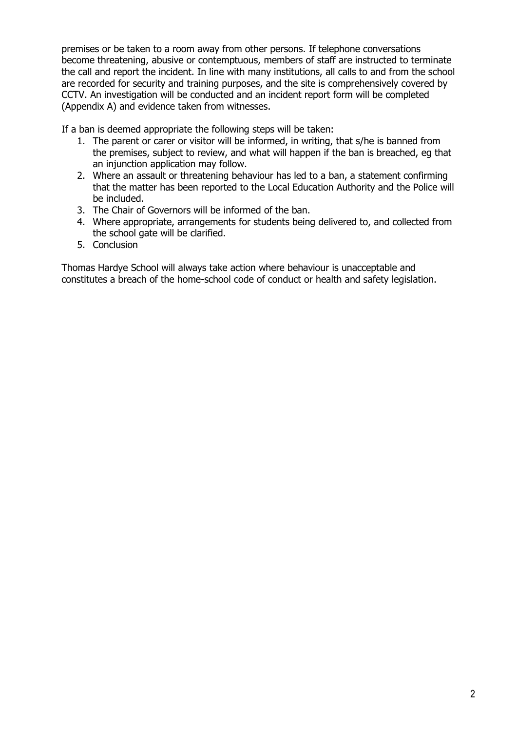premises or be taken to a room away from other persons. If telephone conversations become threatening, abusive or contemptuous, members of staff are instructed to terminate the call and report the incident. In line with many institutions, all calls to and from the school are recorded for security and training purposes, and the site is comprehensively covered by CCTV. An investigation will be conducted and an incident report form will be completed (Appendix A) and evidence taken from witnesses.

If a ban is deemed appropriate the following steps will be taken:

1. The parent or carer or visitor will be informed, in writing, that s/he is banned from the premises, subject to review, and what will happen if the ban is breached, eg that an injunction application may follow.
2. Where an assault or threatening behaviour has led to a ban, a statement confirming that the matter has been reported to the Local Education Authority and the Police will be included.
3. The Chair of Governors will be informed of the ban.
4. Where appropriate, arrangements for students being delivered to, and collected from the school gate will be clarified.
5. Conclusion

Thomas Hardye School will always take action where behaviour is unacceptable and constitutes a breach of the home-school code of conduct or health and safety legislation.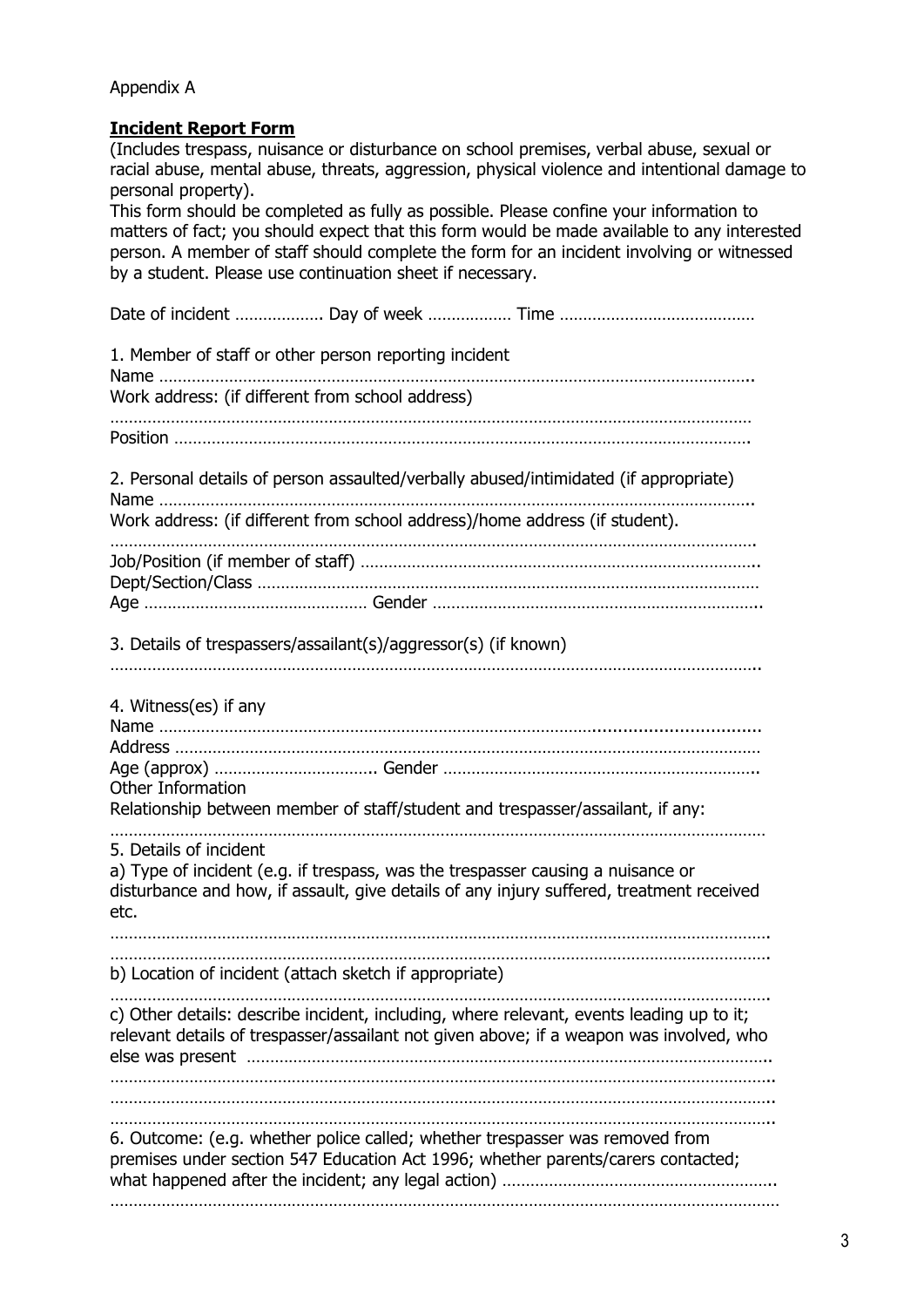Appendix A

**Incident Report Form**

(Includes trespass, nuisance or disturbance on school premises, verbal abuse, sexual or racial abuse, mental abuse, threats, aggression, physical violence and intentional damage to personal property).

This form should be completed as fully as possible. Please confine your information to matters of fact; you should expect that this form would be made available to any interested person. A member of staff should complete the form for an incident involving or witnessed by a student. Please use continuation sheet if necessary.

Date of incident ………………. Day of week ……………… Time ……………………………………

1. Member of staff or other person reporting incident

Name ………………………………………………………………………………………………………..

Work address: (if different from school address)

……………………………………………………………………………………………………………

Position ……………………………………………………………………………………………………

2. Personal details of person assaulted/verbally abused/intimidated (if appropriate)

Name ………………………………………………………………………………………………………..

Work address: (if different from school address)/home address (if student).

……………………………………………………………………………………………………………

Job/Position (if member of staff) …………………………………………………………………………..

Dept/Section/Class ………………………………………………………………………………………

Age ………………………………………… Gender ……………………………………………………………..

3. Details of trespassers/assailant(s)/aggressor(s) (if known)

……………………………………………………………………………………………………………..

4. Witness(es) if any

Name ……………………………………………………………………………………………………………

Address ……………………………………………………………………………………………………

Age (approx) …………………………….. Gender …………………………………………………………..

Other Information

Relationship between member of staff/student and trespasser/assailant, if any:

……………………………………………………………………………………………………………

5. Details of incident

a) Type of incident (e.g. if trespass, was the trespasser causing a nuisance or disturbance and how, if assault, give details of any injury suffered, treatment received etc.

……………………………………………………………………………………………………………

……………………………………………………………………………………………………………

b) Location of incident (attach sketch if appropriate)

……………………………………………………………………………………………………………

c) Other details: describe incident, including, where relevant, events leading up to it; relevant details of trespasser/assailant not given above; if a weapon was involved, who else was present ……………………………………………………………………………………………..

……………………………………………………………………………………………………………..

……………………………………………………………………………………………………………..

……………………………………………………………………………………………………………..

6. Outcome: (e.g. whether police called; whether trespasser was removed from premises under section 547 Education Act 1996; whether parents/carers contacted; what happened after the incident; any legal action) …………………………………………………..

……………………………………………………………………………………………………………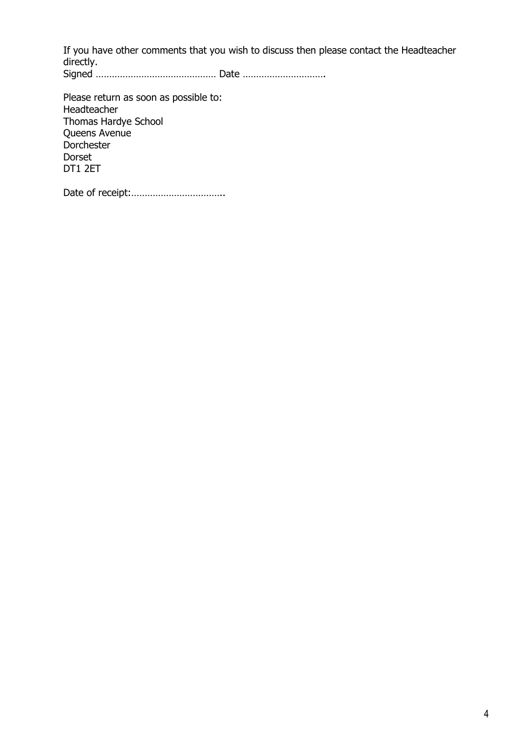If you have other comments that you wish to discuss then please contact the Headteacher directly.

Signed ……………………………………… Date ………………………….

Please return as soon as possible to:
Headteacher
Thomas Hardye School
Queens Avenue
Dorchester
Dorset
DT1 2ET

Date of receipt:……………………………..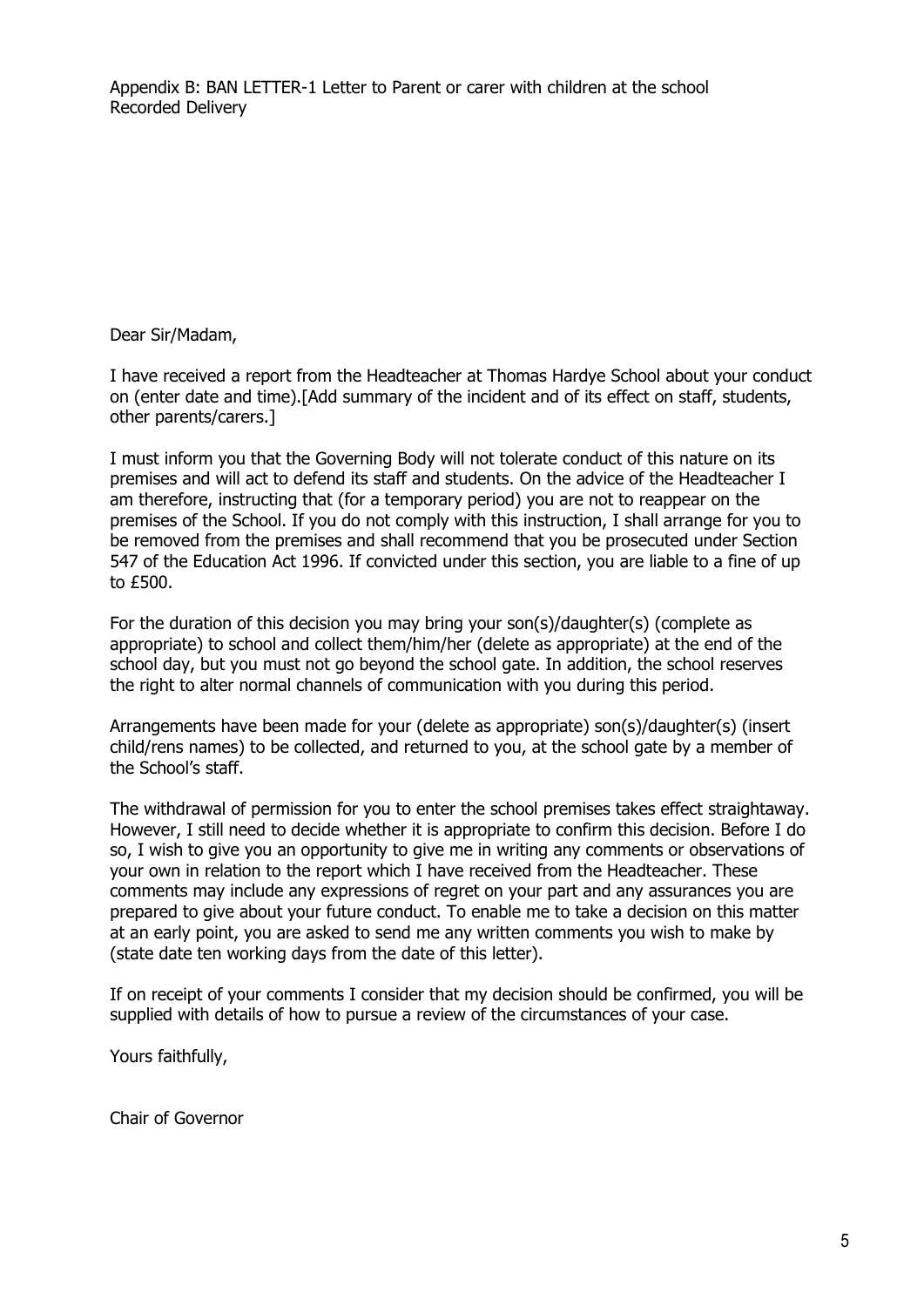Appendix B: BAN LETTER-1 Letter to Parent or carer with children at the school
Recorded Delivery

Dear Sir/Madam,

I have received a report from the Headteacher at Thomas Hardye School about your conduct on (enter date and time).[Add summary of the incident and of its effect on staff, students, other parents/carers.]

I must inform you that the Governing Body will not tolerate conduct of this nature on its premises and will act to defend its staff and students. On the advice of the Headteacher I am therefore, instructing that (for a temporary period) you are not to reappear on the premises of the School. If you do not comply with this instruction, I shall arrange for you to be removed from the premises and shall recommend that you be prosecuted under Section 547 of the Education Act 1996. If convicted under this section, you are liable to a fine of up to £500.

For the duration of this decision you may bring your son(s)/daughter(s) (complete as appropriate) to school and collect them/him/her (delete as appropriate) at the end of the school day, but you must not go beyond the school gate. In addition, the school reserves the right to alter normal channels of communication with you during this period.

Arrangements have been made for your (delete as appropriate) son(s)/daughter(s) (insert child/rens names) to be collected, and returned to you, at the school gate by a member of the School's staff.

The withdrawal of permission for you to enter the school premises takes effect straightaway. However, I still need to decide whether it is appropriate to confirm this decision. Before I do so, I wish to give you an opportunity to give me in writing any comments or observations of your own in relation to the report which I have received from the Headteacher. These comments may include any expressions of regret on your part and any assurances you are prepared to give about your future conduct. To enable me to take a decision on this matter at an early point, you are asked to send me any written comments you wish to make by (state date ten working days from the date of this letter).

If on receipt of your comments I consider that my decision should be confirmed, you will be supplied with details of how to pursue a review of the circumstances of your case.

Yours faithfully,

Chair of Governor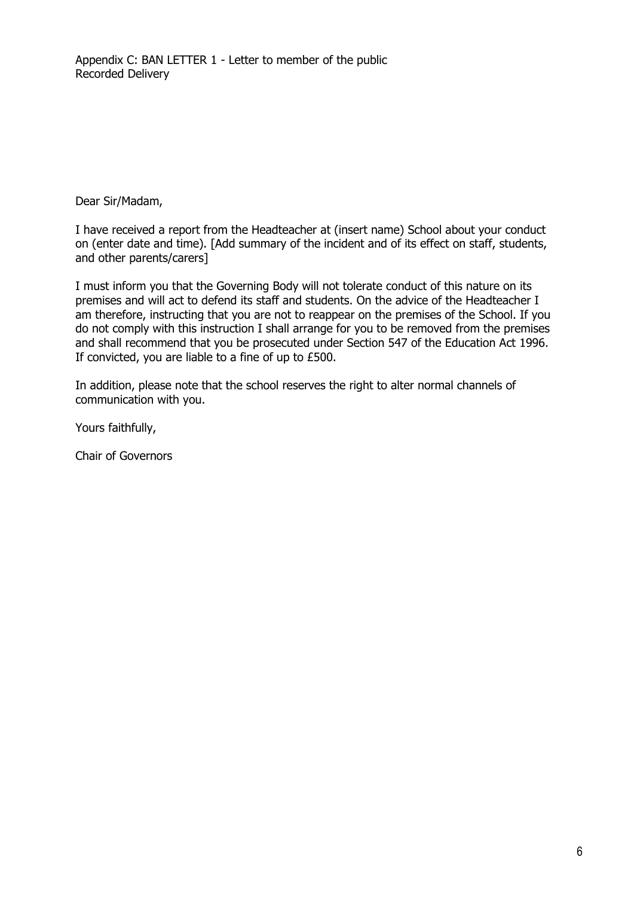Appendix C: BAN LETTER 1 - Letter to member of the public
Recorded Delivery

Dear Sir/Madam,

I have received a report from the Headteacher at (insert name) School about your conduct on (enter date and time). [Add summary of the incident and of its effect on staff, students, and other parents/carers]

I must inform you that the Governing Body will not tolerate conduct of this nature on its premises and will act to defend its staff and students. On the advice of the Headteacher I am therefore, instructing that you are not to reappear on the premises of the School. If you do not comply with this instruction I shall arrange for you to be removed from the premises and shall recommend that you be prosecuted under Section 547 of the Education Act 1996. If convicted, you are liable to a fine of up to £500.

In addition, please note that the school reserves the right to alter normal channels of communication with you.

Yours faithfully,

Chair of Governors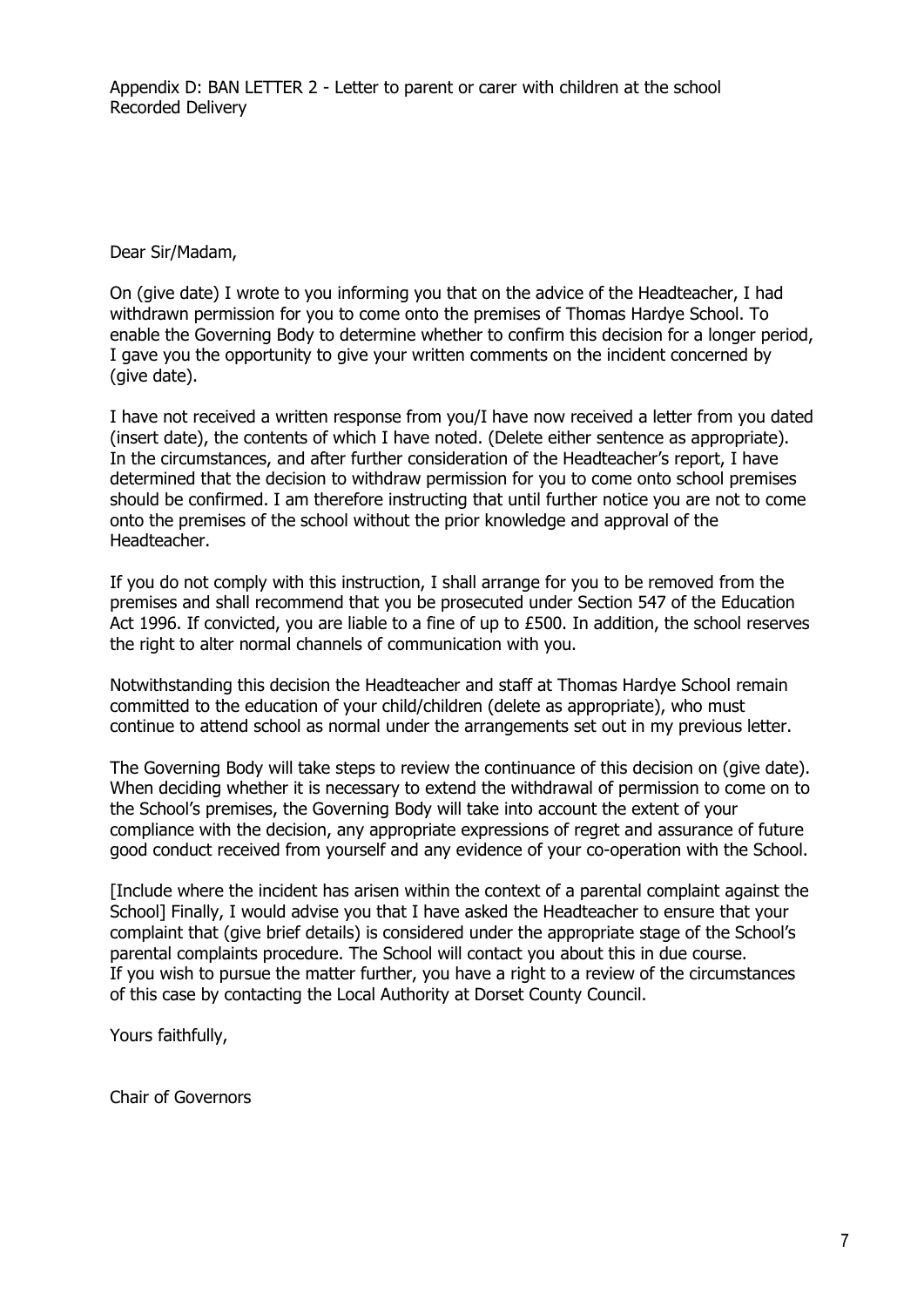Appendix D: BAN LETTER 2 - Letter to parent or carer with children at the school
Recorded Delivery

Dear Sir/Madam,

On (give date) I wrote to you informing you that on the advice of the Headteacher, I had withdrawn permission for you to come onto the premises of Thomas Hardye School. To enable the Governing Body to determine whether to confirm this decision for a longer period, I gave you the opportunity to give your written comments on the incident concerned by (give date).

I have not received a written response from you/I have now received a letter from you dated (insert date), the contents of which I have noted. (Delete either sentence as appropriate). In the circumstances, and after further consideration of the Headteacher's report, I have determined that the decision to withdraw permission for you to come onto school premises should be confirmed. I am therefore instructing that until further notice you are not to come onto the premises of the school without the prior knowledge and approval of the Headteacher.

If you do not comply with this instruction, I shall arrange for you to be removed from the premises and shall recommend that you be prosecuted under Section 547 of the Education Act 1996. If convicted, you are liable to a fine of up to £500. In addition, the school reserves the right to alter normal channels of communication with you.

Notwithstanding this decision the Headteacher and staff at Thomas Hardye School remain committed to the education of your child/children (delete as appropriate), who must continue to attend school as normal under the arrangements set out in my previous letter.

The Governing Body will take steps to review the continuance of this decision on (give date). When deciding whether it is necessary to extend the withdrawal of permission to come on to the School's premises, the Governing Body will take into account the extent of your compliance with the decision, any appropriate expressions of regret and assurance of future good conduct received from yourself and any evidence of your co-operation with the School.

[Include where the incident has arisen within the context of a parental complaint against the School] Finally, I would advise you that I have asked the Headteacher to ensure that your complaint that (give brief details) is considered under the appropriate stage of the School's parental complaints procedure. The School will contact you about this in due course.
If you wish to pursue the matter further, you have a right to a review of the circumstances of this case by contacting the Local Authority at Dorset County Council.

Yours faithfully,

Chair of Governors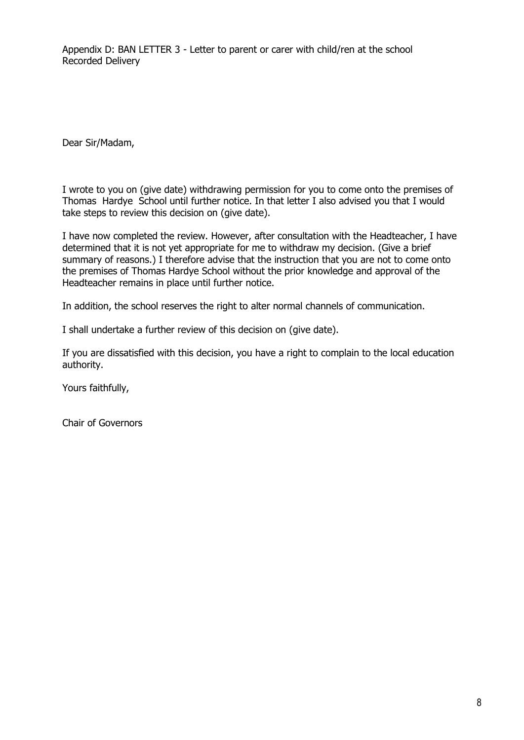Appendix D: BAN LETTER 3 - Letter to parent or carer with child/ren at the school
Recorded Delivery

Dear Sir/Madam,

I wrote to you on (give date) withdrawing permission for you to come onto the premises of Thomas Hardye School until further notice. In that letter I also advised you that I would take steps to review this decision on (give date).

I have now completed the review. However, after consultation with the Headteacher, I have determined that it is not yet appropriate for me to withdraw my decision. (Give a brief summary of reasons.) I therefore advise that the instruction that you are not to come onto the premises of Thomas Hardye School without the prior knowledge and approval of the Headteacher remains in place until further notice.

In addition, the school reserves the right to alter normal channels of communication.

I shall undertake a further review of this decision on (give date).

If you are dissatisfied with this decision, you have a right to complain to the local education authority.

Yours faithfully,

Chair of Governors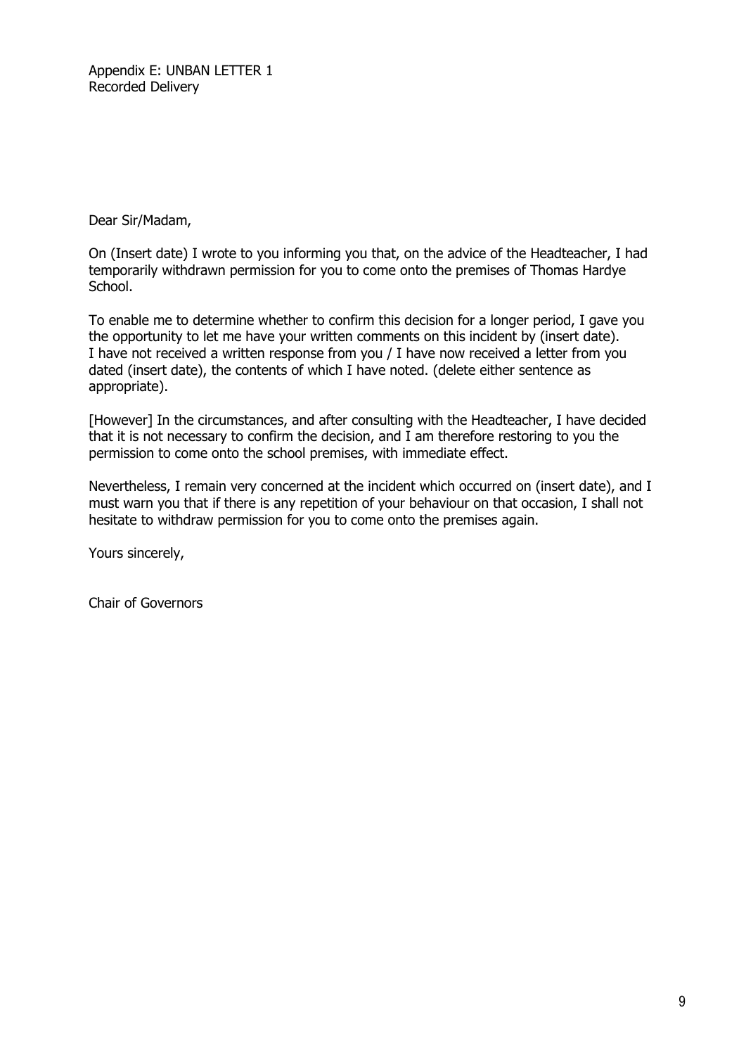Appendix E: UNBAN LETTER 1
Recorded Delivery

Dear Sir/Madam,

On (Insert date) I wrote to you informing you that, on the advice of the Headteacher, I had temporarily withdrawn permission for you to come onto the premises of Thomas Hardye School.

To enable me to determine whether to confirm this decision for a longer period, I gave you the opportunity to let me have your written comments on this incident by (insert date). I have not received a written response from you / I have now received a letter from you dated (insert date), the contents of which I have noted. (delete either sentence as appropriate).

[However] In the circumstances, and after consulting with the Headteacher, I have decided that it is not necessary to confirm the decision, and I am therefore restoring to you the permission to come onto the school premises, with immediate effect.

Nevertheless, I remain very concerned at the incident which occurred on (insert date), and I must warn you that if there is any repetition of your behaviour on that occasion, I shall not hesitate to withdraw permission for you to come onto the premises again.

Yours sincerely,

Chair of Governors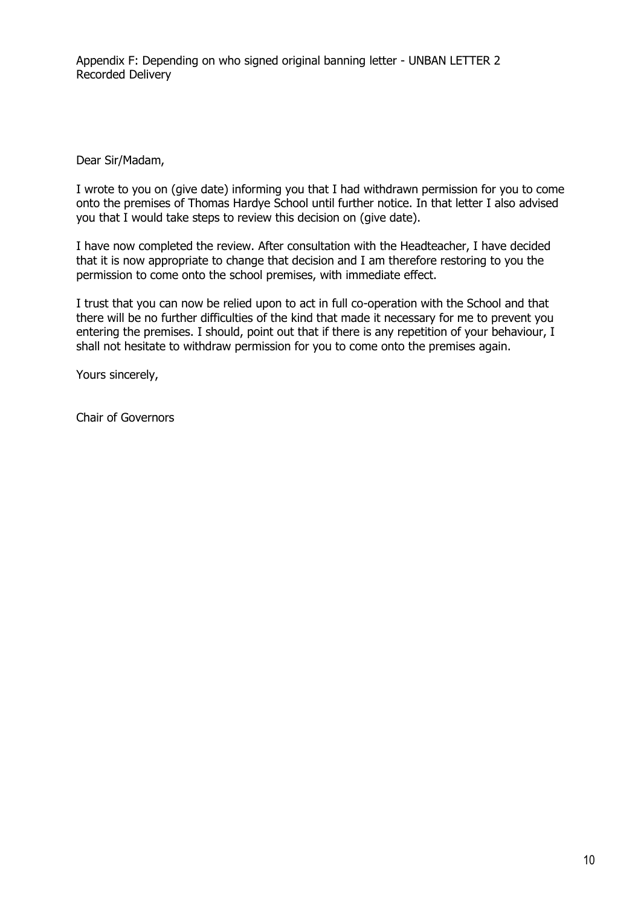Appendix F: Depending on who signed original banning letter - UNBAN LETTER 2
Recorded Delivery

Dear Sir/Madam,

I wrote to you on (give date) informing you that I had withdrawn permission for you to come onto the premises of Thomas Hardye School until further notice. In that letter I also advised you that I would take steps to review this decision on (give date).

I have now completed the review. After consultation with the Headteacher, I have decided that it is now appropriate to change that decision and I am therefore restoring to you the permission to come onto the school premises, with immediate effect.

I trust that you can now be relied upon to act in full co-operation with the School and that there will be no further difficulties of the kind that made it necessary for me to prevent you entering the premises. I should, point out that if there is any repetition of your behaviour, I shall not hesitate to withdraw permission for you to come onto the premises again.

Yours sincerely,

Chair of Governors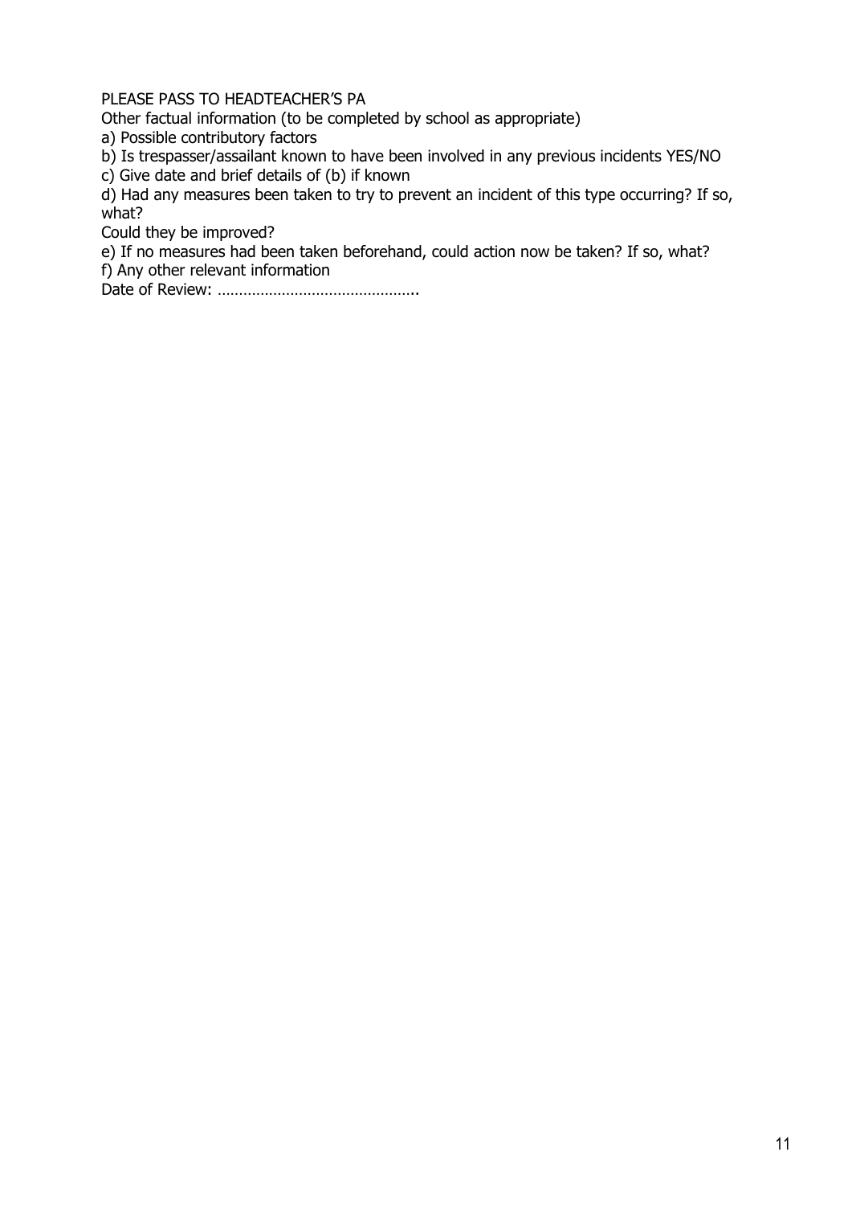PLEASE PASS TO HEADTEACHER'S PA

Other factual information (to be completed by school as appropriate)

a) Possible contributory factors

b) Is trespasser/assailant known to have been involved in any previous incidents YES/NO

c) Give date and brief details of (b) if known

d) Had any measures been taken to try to prevent an incident of this type occurring? If so, what?

Could they be improved?

e) If no measures had been taken beforehand, could action now be taken? If so, what?

f) Any other relevant information

Date of Review: ……………………………………….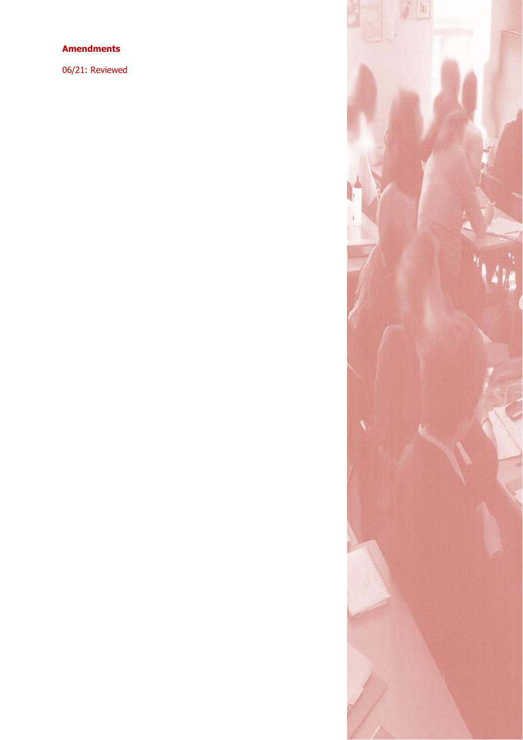**Amendments**

06/21: Reviewed